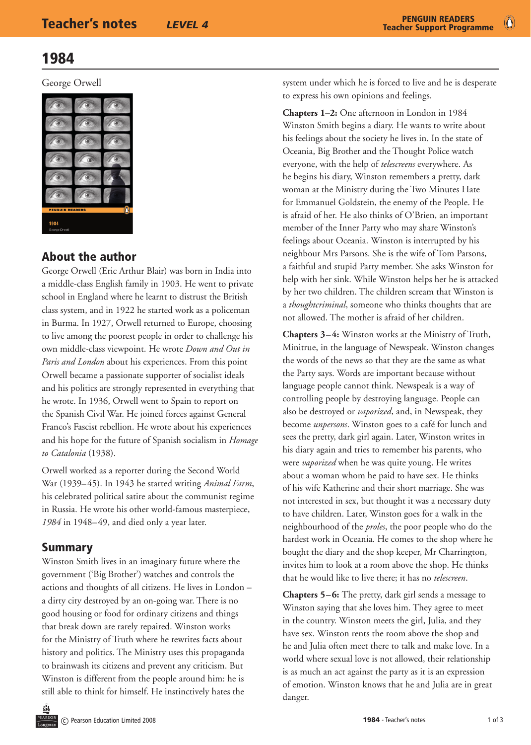# 1984

George Orwell

## About the author

George Orwell (Eric Arthur Blair) was born in India into a middle-class English family in 1903. He went to private school in England where he learnt to distrust the British class system, and in 1922 he started work as a policeman in Burma. In 1927, Orwell returned to Europe, choosing to live among the poorest people in order to challenge his own middle-class viewpoint. He wrote *Down and Out in Paris and London* about his experiences. From this point Orwell became a passionate supporter of socialist ideals and his politics are strongly represented in everything that he wrote. In 1936, Orwell went to Spain to report on the Spanish Civil War. He joined forces against General Franco's Fascist rebellion. He wrote about his experiences and his hope for the future of Spanish socialism in *Homage to Catalonia* (1938).

Orwell worked as a reporter during the Second World War (1939–45). In 1943 he started writing *Animal Farm*, his celebrated political satire about the communist regime in Russia. He wrote his other world-famous masterpiece, *1984* in 1948–49, and died only a year later.

## Summary

Winston Smith lives in an imaginary future where the government ('Big Brother') watches and controls the actions and thoughts of all citizens. He lives in London – a dirty city destroyed by an on-going war. There is no good housing or food for ordinary citizens and things that break down are rarely repaired. Winston works for the Ministry of Truth where he rewrites facts about history and politics. The Ministry uses this propaganda to brainwash its citizens and prevent any criticism. But Winston is different from the people around him: he is still able to think for himself. He instinctively hates the system under which he is forced to live and he is desperate to express his own opinions and feelings.

**Chapters 1–2:** One afternoon in London in 1984 Winston Smith begins a diary. He wants to write about his feelings about the society he lives in. In the state of Oceania, Big Brother and the Thought Police watch everyone, with the help of *telescreens* everywhere. As he begins his diary, Winston remembers a pretty, dark woman at the Ministry during the Two Minutes Hate for Emmanuel Goldstein, the enemy of the People. He is afraid of her. He also thinks of O'Brien, an important member of the Inner Party who may share Winston's feelings about Oceania. Winston is interrupted by his neighbour Mrs Parsons. She is the wife of Tom Parsons, a faithful and stupid Party member. She asks Winston for help with her sink. While Winston helps her he is attacked by her two children. The children scream that Winston is a *thoughtcriminal*, someone who thinks thoughts that are not allowed. The mother is afraid of her children.

**Chapters 3–4:** Winston works at the Ministry of Truth, Minitrue, in the language of Newspeak. Winston changes the words of the news so that they are the same as what the Party says. Words are important because without language people cannot think. Newspeak is a way of controlling people by destroying language. People can also be destroyed or *vaporized*, and, in Newspeak, they become *unpersons*. Winston goes to a café for lunch and sees the pretty, dark girl again. Later, Winston writes in his diary again and tries to remember his parents, who were *vaporized* when he was quite young. He writes about a woman whom he paid to have sex. He thinks of his wife Katherine and their short marriage. She was not interested in sex, but thought it was a necessary duty to have children. Later, Winston goes for a walk in the neighbourhood of the *proles*, the poor people who do the hardest work in Oceania. He comes to the shop where he bought the diary and the shop keeper, Mr Charrington, invites him to look at a room above the shop. He thinks that he would like to live there; it has no *telescreen*.

**Chapters 5–6:** The pretty, dark girl sends a message to Winston saying that she loves him. They agree to meet in the country. Winston meets the girl, Julia, and they have sex. Winston rents the room above the shop and he and Julia often meet there to talk and make love. In a world where sexual love is not allowed, their relationship is as much an act against the party as it is an expression of emotion. Winston knows that he and Julia are in great danger.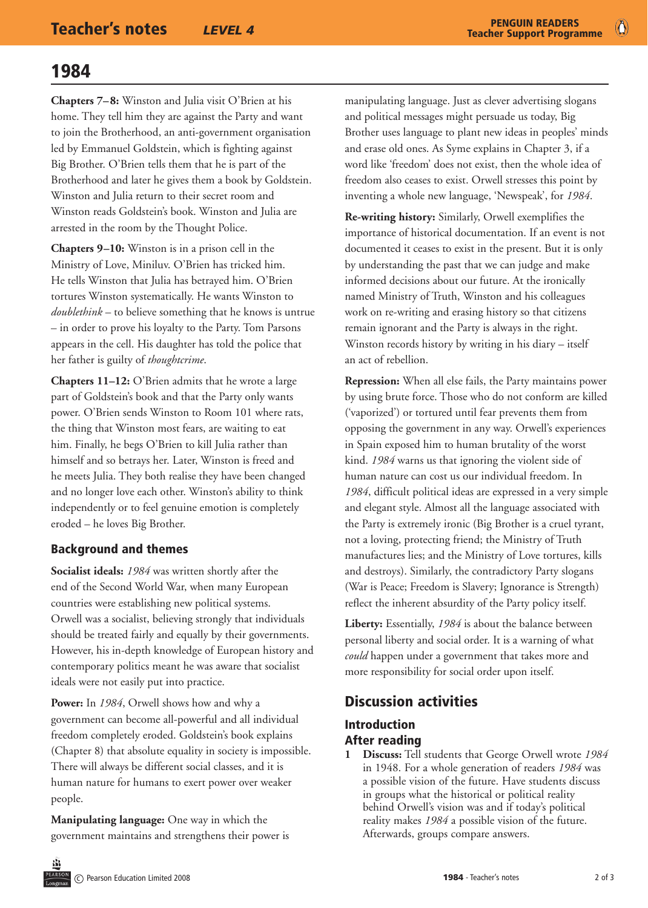# 1984

**Chapters 7–8:** Winston and Julia visit O'Brien at his home. They tell him they are against the Party and want to join the Brotherhood, an anti-government organisation led by Emmanuel Goldstein, which is fighting against Big Brother. O'Brien tells them that he is part of the Brotherhood and later he gives them a book by Goldstein. Winston and Julia return to their secret room and Winston reads Goldstein's book. Winston and Julia are arrested in the room by the Thought Police.

**Chapters 9–10:** Winston is in a prison cell in the Ministry of Love, Miniluv. O'Brien has tricked him. He tells Winston that Julia has betrayed him. O'Brien tortures Winston systematically. He wants Winston to *doublethink* – to believe something that he knows is untrue – in order to prove his loyalty to the Party. Tom Parsons appears in the cell. His daughter has told the police that her father is guilty of *thoughtcrime*.

**Chapters 11–12:** O'Brien admits that he wrote a large part of Goldstein's book and that the Party only wants power. O'Brien sends Winston to Room 101 where rats, the thing that Winston most fears, are waiting to eat him. Finally, he begs O'Brien to kill Julia rather than himself and so betrays her. Later, Winston is freed and he meets Julia. They both realise they have been changed and no longer love each other. Winston's ability to think independently or to feel genuine emotion is completely eroded – he loves Big Brother.

## Background and themes

**Socialist ideals:** *1984* was written shortly after the end of the Second World War, when many European countries were establishing new political systems. Orwell was a socialist, believing strongly that individuals should be treated fairly and equally by their governments. However, his in-depth knowledge of European history and contemporary politics meant he was aware that socialist ideals were not easily put into practice.

**Power:** In *1984*, Orwell shows how and why a government can become all-powerful and all individual freedom completely eroded. Goldstein's book explains (Chapter 8) that absolute equality in society is impossible. There will always be different social classes, and it is human nature for humans to exert power over weaker people.

**Manipulating language:** One way in which the government maintains and strengthens their power is manipulating language. Just as clever advertising slogans and political messages might persuade us today, Big Brother uses language to plant new ideas in peoples' minds and erase old ones. As Syme explains in Chapter 3, if a word like 'freedom' does not exist, then the whole idea of freedom also ceases to exist. Orwell stresses this point by inventing a whole new language, 'Newspeak', for *1984*.

**Re-writing history:** Similarly, Orwell exemplifies the importance of historical documentation. If an event is not documented it ceases to exist in the present. But it is only by understanding the past that we can judge and make informed decisions about our future. At the ironically named Ministry of Truth, Winston and his colleagues work on re-writing and erasing history so that citizens remain ignorant and the Party is always in the right. Winston records history by writing in his diary – itself an act of rebellion.

**Repression:** When all else fails, the Party maintains power by using brute force. Those who do not conform are killed ('vaporized') or tortured until fear prevents them from opposing the government in any way. Orwell's experiences in Spain exposed him to human brutality of the worst kind. *1984* warns us that ignoring the violent side of human nature can cost us our individual freedom. In *1984*, difficult political ideas are expressed in a very simple and elegant style. Almost all the language associated with the Party is extremely ironic (Big Brother is a cruel tyrant, not a loving, protecting friend; the Ministry of Truth manufactures lies; and the Ministry of Love tortures, kills and destroys). Similarly, the contradictory Party slogans (War is Peace; Freedom is Slavery; Ignorance is Strength) reflect the inherent absurdity of the Party policy itself.

**Liberty:** Essentially, *1984* is about the balance between personal liberty and social order. It is a warning of what *could* happen under a government that takes more and more responsibility for social order upon itself.

## Discussion activities

### Introduction

### After reading

1. **Discuss:** Tell students that George Orwell wrote *1984* in 1948. For a whole generation of readers *1984* was a possible vision of the future. Have students discuss in groups what the historical or political reality behind Orwell's vision was and if today's political reality makes *1984* a possible vision of the future. Afterwards, groups compare answers.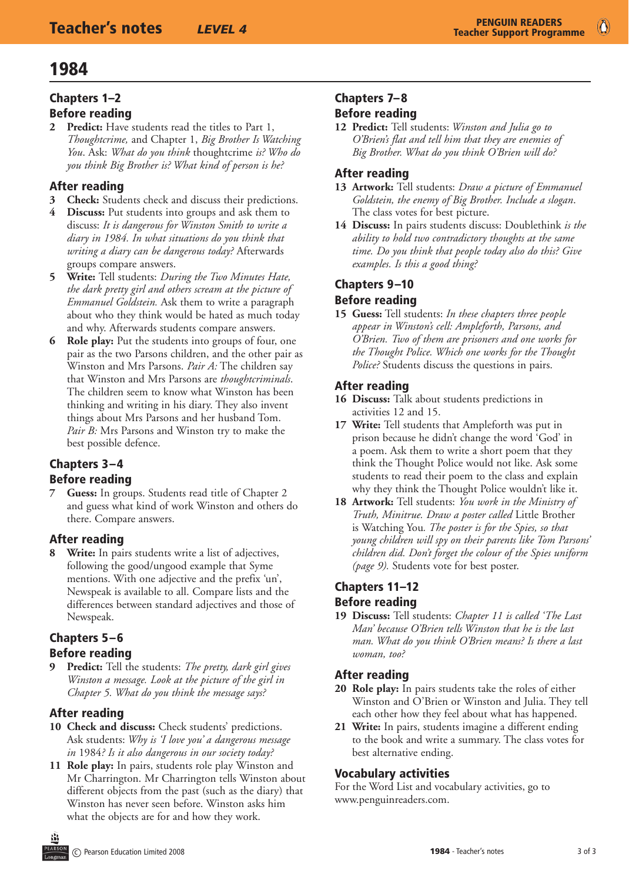# 1984

## Chapters 1–2

### Before reading

2 **Predict:** Have students read the titles to Part 1, *Thoughtcrime,* and Chapter 1, *Big Brother Is Watching You*. Ask: *What do you think* thoughtcrime *is? Who do you think Big Brother is? What kind of person is he?*

### After reading

3 **Check:** Students check and discuss their predictions.

4 **Discuss:** Put students into groups and ask them to discuss: *It is dangerous for Winston Smith to write a diary in 1984. In what situations do you think that writing a diary can be dangerous today?* Afterwards groups compare answers.

5 **Write:** Tell students: *During the Two Minutes Hate, the dark pretty girl and others scream at the picture of Emmanuel Goldstein.* Ask them to write a paragraph about who they think would be hated as much today and why. Afterwards students compare answers.

6 **Role play:** Put the students into groups of four, one pair as the two Parsons children, and the other pair as Winston and Mrs Parsons. *Pair A:* The children say that Winston and Mrs Parsons are *thoughtcriminals*. The children seem to know what Winston has been thinking and writing in his diary. They also invent things about Mrs Parsons and her husband Tom. *Pair B:* Mrs Parsons and Winston try to make the best possible defence.

## Chapters 3–4

### Before reading

7 **Guess:** In groups. Students read title of Chapter 2 and guess what kind of work Winston and others do there. Compare answers.

### After reading

8 **Write:** In pairs students write a list of adjectives, following the good/ungood example that Syme mentions. With one adjective and the prefix 'un', Newspeak is available to all. Compare lists and the differences between standard adjectives and those of Newspeak.

## Chapters 5–6

### Before reading

9 **Predict:** Tell the students: *The pretty, dark girl gives Winston a message. Look at the picture of the girl in Chapter 5. What do you think the message says?*

### After reading

10 **Check and discuss:** Check students' predictions. Ask students: *Why is 'I love you' a dangerous message in* 1984*? Is it also dangerous in our society today?*

11 **Role play:** In pairs, students role play Winston and Mr Charrington. Mr Charrington tells Winston about different objects from the past (such as the diary) that Winston has never seen before. Winston asks him what the objects are for and how they work.

## Chapters 7–8

### Before reading

12 **Predict:** Tell students: *Winston and Julia go to O'Brien's flat and tell him that they are enemies of Big Brother. What do you think O'Brien will do?*

### After reading

13 **Artwork:** Tell students: *Draw a picture of Emmanuel Goldstein, the enemy of Big Brother. Include a slogan.* The class votes for best picture.

14 **Discuss:** In pairs students discuss: Doublethink *is the ability to hold two contradictory thoughts at the same time. Do you think that people today also do this? Give examples. Is this a good thing?*

## Chapters 9–10

### Before reading

15 **Guess:** Tell students: *In these chapters three people appear in Winston's cell: Ampleforth, Parsons, and O'Brien. Two of them are prisoners and one works for the Thought Police. Which one works for the Thought Police?* Students discuss the questions in pairs.

### After reading

16 **Discuss:** Talk about students predictions in activities 12 and 15.

17 **Write:** Tell students that Ampleforth was put in prison because he didn't change the word 'God' in a poem. Ask them to write a short poem that they think the Thought Police would not like. Ask some students to read their poem to the class and explain why they think the Thought Police wouldn't like it.

18 **Artwork:** Tell students: *You work in the Ministry of Truth, Minitrue. Draw a poster called* Little Brother is Watching You*. The poster is for the Spies, so that young children will spy on their parents like Tom Parsons' children did. Don't forget the colour of the Spies uniform (page 9).* Students vote for best poster.

## Chapters 11–12

### Before reading

19 **Discuss:** Tell students: *Chapter 11 is called 'The Last Man' because O'Brien tells Winston that he is the last man. What do you think O'Brien means? Is there a last woman, too?*

### After reading

20 **Role play:** In pairs students take the roles of either Winston and O'Brien or Winston and Julia. They tell each other how they feel about what has happened.

21 **Write:** In pairs, students imagine a different ending to the book and write a summary. The class votes for best alternative ending.

## Vocabulary activities

For the Word List and vocabulary activities, go to www.penguinreaders.com.

© Pearson Education Limited 2008